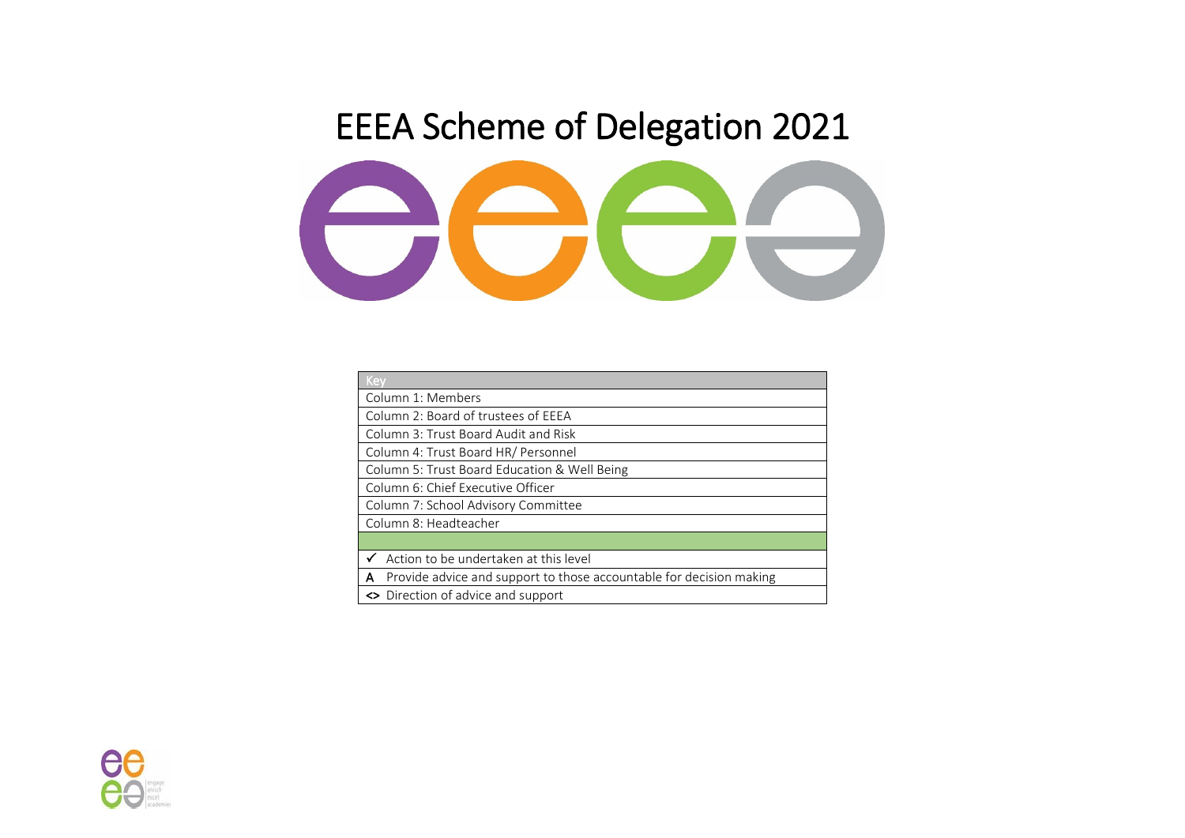# EEEA Scheme of Delegation 2021

| Key |
|---|
| Column 1: Members |
| Column 2: Board of trustees of EEEA |
| Column 3: Trust Board Audit and Risk |
| Column 4: Trust Board HR/ Personnel |
| Column 5: Trust Board Education & Well Being |
| Column 6: Chief Executive Officer |
| Column 7: School Advisory Committee |
| Column 8: Headteacher |
| |
| ✓ Action to be undertaken at this level |
| A Provide advice and support to those accountable for decision making |
| <> Direction of advice and support |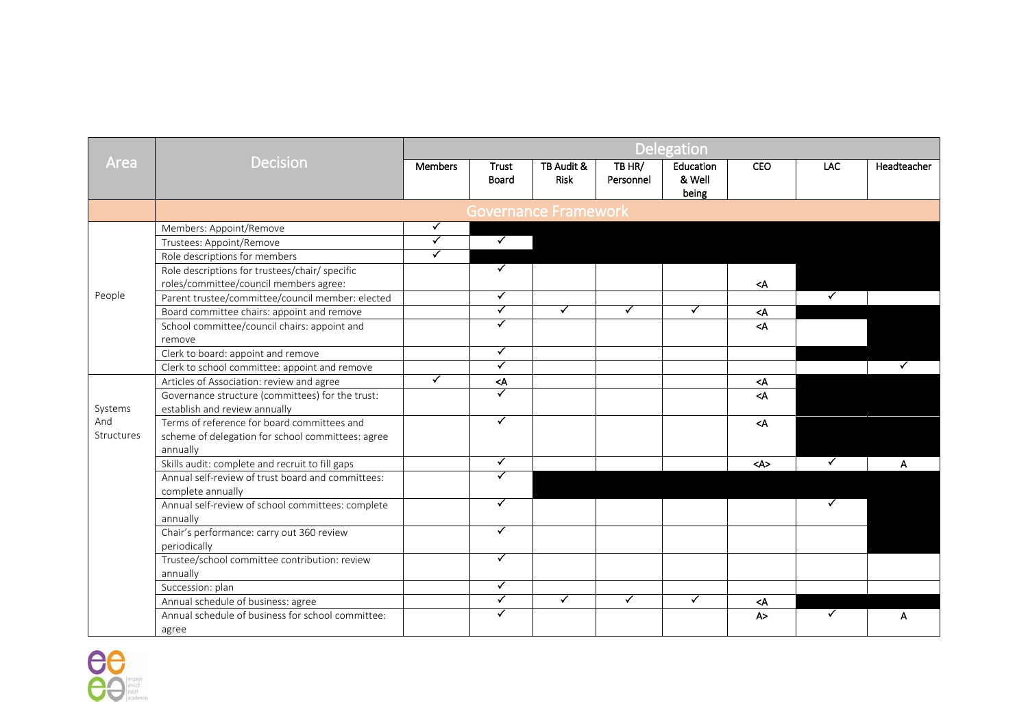| Area | Decision | Delegation | | | | | | | |
|---|---|---|---|---|---|---|---|---|---|
| | | Members | Trust Board | TB Audit & Risk | TB HR/ Personnel | Education & Well being | CEO | LAC | Headteacher |
| | **Governance Framework** | | | | | | | | |
| People | Members: Appoint/Remove | ✓ | | | | | | | |
| | Trustees: Appoint/Remove | ✓ | ✓ | | | | | | |
| | Role descriptions for members | ✓ | | | | | | | |
| | Role descriptions for trustees/chair/ specific roles/committee/council members agree: | | ✓ | | | | <A | | |
| | Parent trustee/committee/council member: elected | | ✓ | | | | | ✓ | |
| | Board committee chairs: appoint and remove | | ✓ | ✓ | ✓ | ✓ | <A | | |
| | School committee/council chairs: appoint and remove | | ✓ | | | | <A | | |
| | Clerk to board: appoint and remove | | ✓ | | | | | | |
| | Clerk to school committee: appoint and remove | | ✓ | | | | | | ✓ |
| Systems And Structures | Articles of Association: review and agree | ✓ | <A | | | | <A | | |
| | Governance structure (committees) for the trust: establish and review annually | | ✓ | | | | <A | | |
| | Terms of reference for board committees and scheme of delegation for school committees: agree annually | | ✓ | | | | <A | | |
| | Skills audit: complete and recruit to fill gaps | | ✓ | | | | <A> | ✓ | A |
| | Annual self-review of trust board and committees: complete annually | | ✓ | | | | | | |
| | Annual self-review of school committees: complete annually | | ✓ | | | | | ✓ | |
| | Chair's performance: carry out 360 review periodically | | ✓ | | | | | | |
| | Trustee/school committee contribution: review annually | | ✓ | | | | | | |
| | Succession: plan | | ✓ | | | | | | |
| | Annual schedule of business: agree | | ✓ | ✓ | ✓ | ✓ | <A | | |
| | Annual schedule of business for school committee: agree | | ✓ | | | | A> | ✓ | A |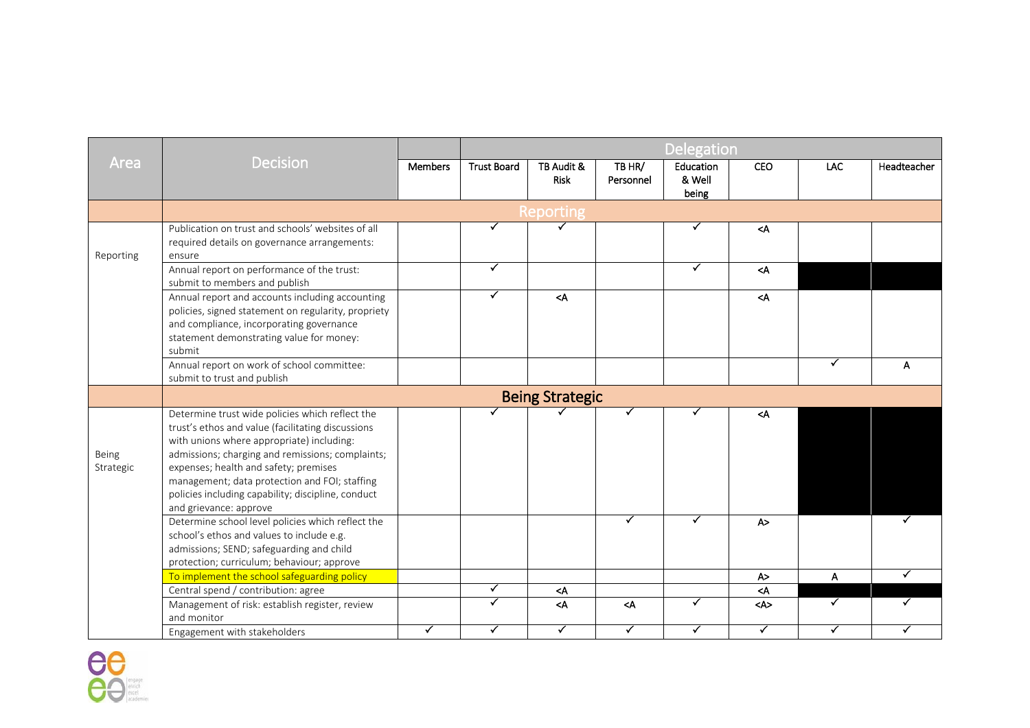| Area | Decision | Members | Delegation | | | | | | |
|---|---|---|---|---|---|---|---|---|---|
| | | Members | Trust Board | TB Audit & Risk | TB HR/ Personnel | Education & Well being | CEO | LAC | Headteacher |
| | **Reporting** | | | | | | | | |
| Reporting | Publication on trust and schools' websites of all required details on governance arrangements: ensure | | ✓ | ✓ | | ✓ | <A | | |
| | Annual report on performance of the trust: submit to members and publish | | ✓ | | | ✓ | <A | | |
| | Annual report and accounts including accounting policies, signed statement on regularity, propriety and compliance, incorporating governance statement demonstrating value for money: submit | | ✓ | <A | | | <A | | |
| | Annual report on work of school committee: submit to trust and publish | | | | | | | ✓ | A |
| | **Being Strategic** | | | | | | | | |
| Being Strategic | Determine trust wide policies which reflect the trust's ethos and value (facilitating discussions with unions where appropriate) including: admissions; charging and remissions; complaints; expenses; health and safety; premises management; data protection and FOI; staffing policies including capability; discipline, conduct and grievance: approve | | ✓ | ✓ | ✓ | ✓ | <A | | |
| | Determine school level policies which reflect the school's ethos and values to include e.g. admissions; SEND; safeguarding and child protection; curriculum; behaviour; approve | | | | ✓ | ✓ | A> | | ✓ |
| | To implement the school safeguarding policy | | | | | | A> | A | ✓ |
| | Central spend / contribution: agree | | ✓ | <A | | | <A | | |
| | Management of risk: establish register, review and monitor | | ✓ | <A | <A | ✓ | <A> | ✓ | ✓ |
| | Engagement with stakeholders | ✓ | ✓ | ✓ | ✓ | ✓ | ✓ | ✓ | ✓ |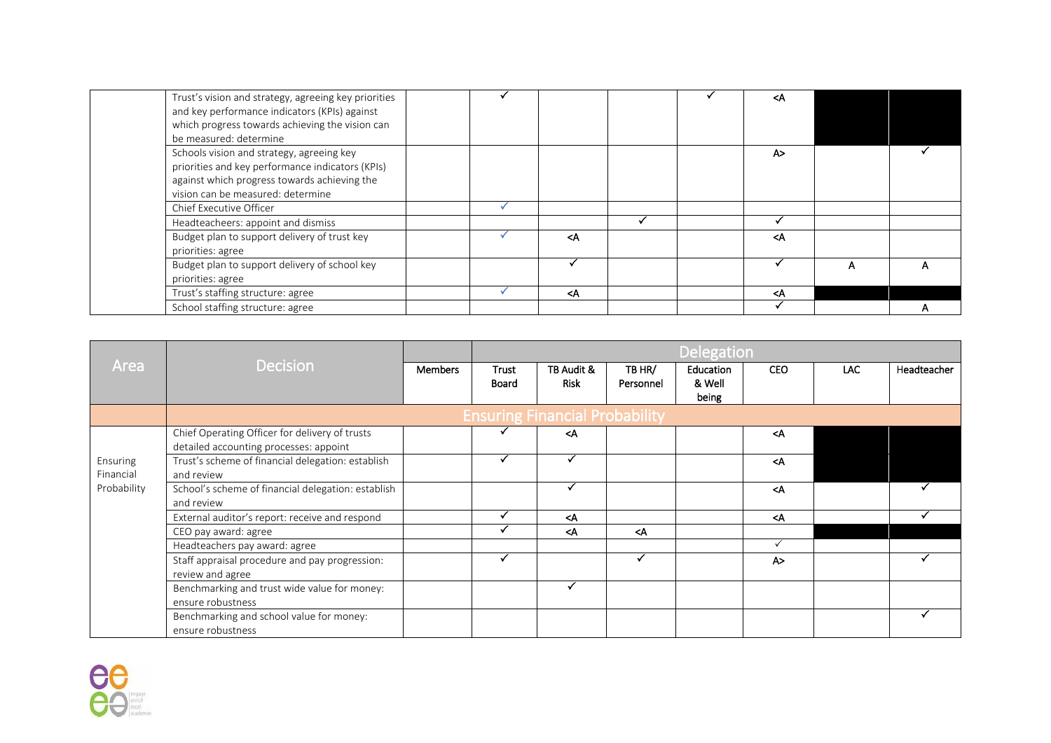| Area | Decision | Members | Trust Board | TB Audit & Risk | TB HR/ Personnel | Education & Well being | CEO | LAC | Headteacher |
|---|---|---|---|---|---|---|---|---|---|
| | Trust's vision and strategy, agreeing key priorities and key performance indicators (KPIs) against which progress towards achieving the vision can be measured: determine | | ✓ | | | ✓ | <A | | |
| | Schools vision and strategy, agreeing key priorities and key performance indicators (KPIs) against which progress towards achieving the vision can be measured: determine | | | | | | A> | | ✓ |
| | Chief Executive Officer | | ✓ | | | | | | |
| | Headteacheers: appoint and dismiss | | | | ✓ | | ✓ | | |
| | Budget plan to support delivery of trust key priorities: agree | | ✓ | <A | | | <A | | |
| | Budget plan to support delivery of school key priorities: agree | | | ✓ | | | ✓ | A | A |
| | Trust's staffing structure: agree | | ✓ | <A | | | <A | | |
| | School staffing structure: agree | | | | | | ✓ | | A |

| Area | Decision | | Delegation | | | | | | |
|---|---|---|---|---|---|---|---|---|---|
| | | Members | Trust Board | TB Audit & Risk | TB HR/ Personnel | Education & Well being | CEO | LAC | Headteacher |
| | Ensuring Financial Probability | | | | | | | | |
| Ensuring Financial Probability | Chief Operating Officer for delivery of trusts detailed accounting processes: appoint | | ✓ | <A | | | <A | | |
| | Trust's scheme of financial delegation: establish and review | | ✓ | ✓ | | | <A | | |
| | School's scheme of financial delegation: establish and review | | | ✓ | | | <A | | ✓ |
| | External auditor's report: receive and respond | | ✓ | <A | | | <A | | ✓ |
| | CEO pay award: agree | | ✓ | <A | <A | | | | |
| | Headteachers pay award: agree | | | | | | ✓ | | |
| | Staff appraisal procedure and pay progression: review and agree | | ✓ | | ✓ | | A> | | ✓ |
| | Benchmarking and trust wide value for money: ensure robustness | | | ✓ | | | | | |
| | Benchmarking and school value for money: ensure robustness | | | | | | | | ✓ |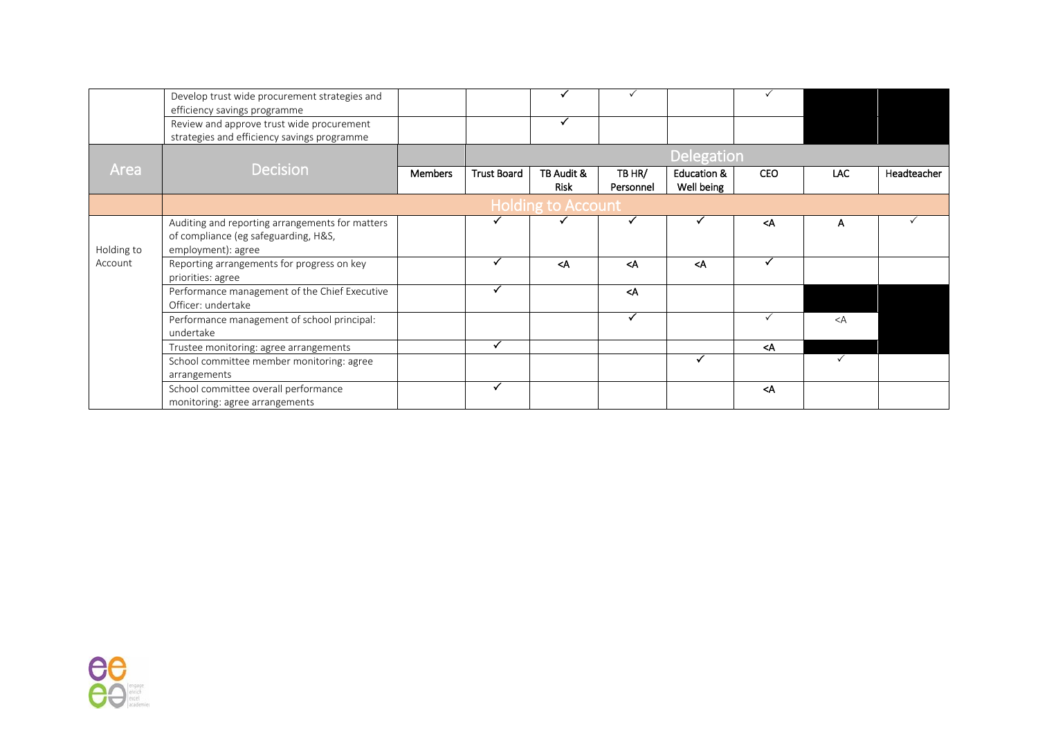| Area | Decision | Members | Trust Board | TB Audit & Risk | TB HR/ Personnel | Education & Well being | CEO | LAC | Headteacher |
|---|---|---|---|---|---|---|---|---|---|
| | Develop trust wide procurement strategies and efficiency savings programme | | | ✓ | ✓ | | ✓ | | |
| | Review and approve trust wide procurement strategies and efficiency savings programme | | | ✓ | | | | | |
| **Holding to Account** | | | | | | | | | |
| Holding to Account | Auditing and reporting arrangements for matters of compliance (eg safeguarding, H&S, employment): agree | | ✓ | ✓ | ✓ | ✓ | <A | A | ✓ |
| | Reporting arrangements for progress on key priorities: agree | | ✓ | <A | <A | <A | ✓ | | |
| | Performance management of the Chief Executive Officer: undertake | | ✓ | | <A | | | | |
| | Performance management of school principal: undertake | | | | ✓ | | ✓ | <A | |
| | Trustee monitoring: agree arrangements | | ✓ | | | | <A | | |
| | School committee member monitoring: agree arrangements | | | | | ✓ | | ✓ | |
| | School committee overall performance monitoring: agree arrangements | | ✓ | | | | <A | | |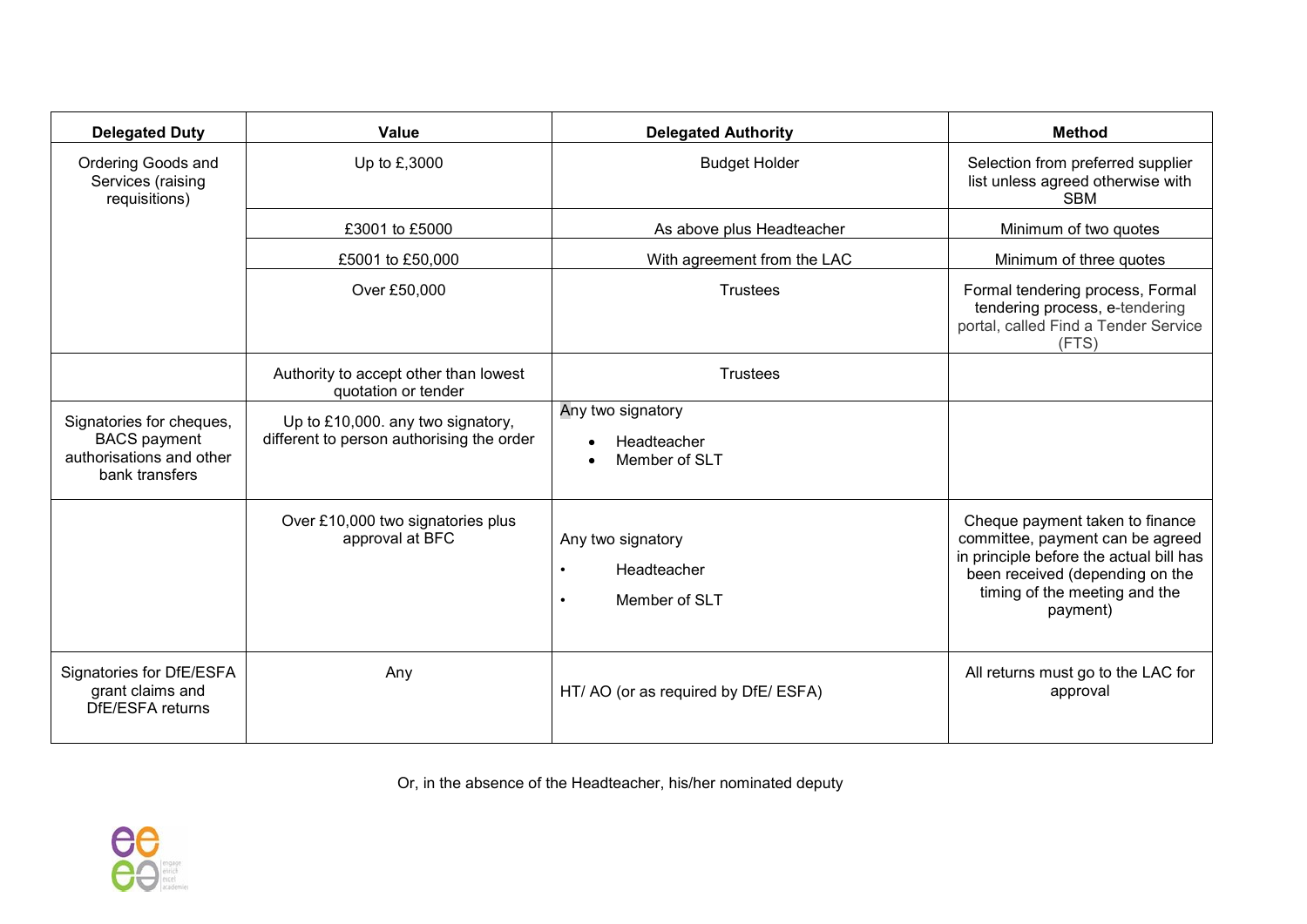| Delegated Duty | Value | Delegated Authority | Method |
|---|---|---|---|
| Ordering Goods and Services (raising requisitions) | Up to £,3000 | Budget Holder | Selection from preferred supplier list unless agreed otherwise with SBM |
| | £3001 to £5000 | As above plus Headteacher | Minimum of two quotes |
| | £5001 to £50,000 | With agreement from the LAC | Minimum of three quotes |
| | Over £50,000 | Trustees | Formal tendering process, Formal tendering process, e-tendering portal, called Find a Tender Service (FTS) |
| | Authority to accept other than lowest quotation or tender | Trustees | |
| Signatories for cheques, BACS payment authorisations and other bank transfers | Up to £10,000. any two signatory, different to person authorising the order | Any two signatory<br>• Headteacher<br>• Member of SLT | |
| | Over £10,000 two signatories plus approval at BFC | Any two signatory<br>• Headteacher<br>• Member of SLT | Cheque payment taken to finance committee, payment can be agreed in principle before the actual bill has been received (depending on the timing of the meeting and the payment) |
| Signatories for DfE/ESFA grant claims and DfE/ESFA returns | Any | HT/ AO (or as required by DfE/ ESFA) | All returns must go to the LAC for approval |

Or, in the absence of the Headteacher, his/her nominated deputy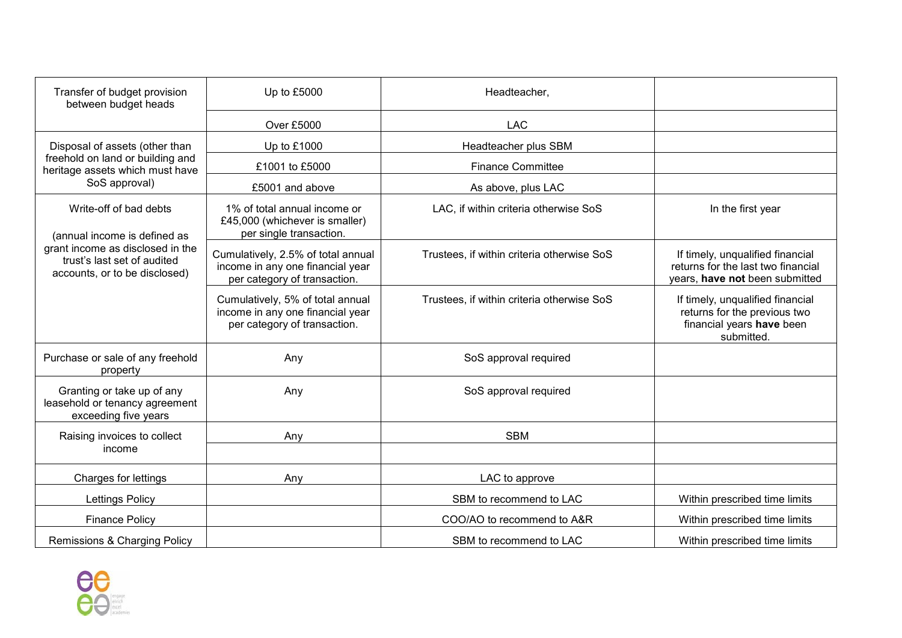| | | | |
|---|---|---|---|
| Transfer of budget provision between budget heads | Up to £5000 | Headteacher, | |
| | Over £5000 | LAC | |
| Disposal of assets (other than freehold on land or building and heritage assets which must have SoS approval) | Up to £1000 | Headteacher plus SBM | |
| | £1001 to £5000 | Finance Committee | |
| | £5001 and above | As above, plus LAC | |
| Write-off of bad debts<br><br>(annual income is defined as grant income as disclosed in the trust's last set of audited accounts, or to be disclosed) | 1% of total annual income or £45,000 (whichever is smaller) per single transaction. | LAC, if within criteria otherwise SoS | In the first year |
| | Cumulatively, 2.5% of total annual income in any one financial year per category of transaction. | Trustees, if within criteria otherwise SoS | If timely, unqualified financial returns for the last two financial years, **have not** been submitted |
| | Cumulatively, 5% of total annual income in any one financial year per category of transaction. | Trustees, if within criteria otherwise SoS | If timely, unqualified financial returns for the previous two financial years **have** been submitted. |
| Purchase or sale of any freehold property | Any | SoS approval required | |
| Granting or take up of any leasehold or tenancy agreement exceeding five years | Any | SoS approval required | |
| Raising invoices to collect income | Any | SBM | |
| | | | |
| Charges for lettings | Any | LAC to approve | |
| Lettings Policy | | SBM to recommend to LAC | Within prescribed time limits |
| Finance Policy | | COO/AO to recommend to A&R | Within prescribed time limits |
| Remissions & Charging Policy | | SBM to recommend to LAC | Within prescribed time limits |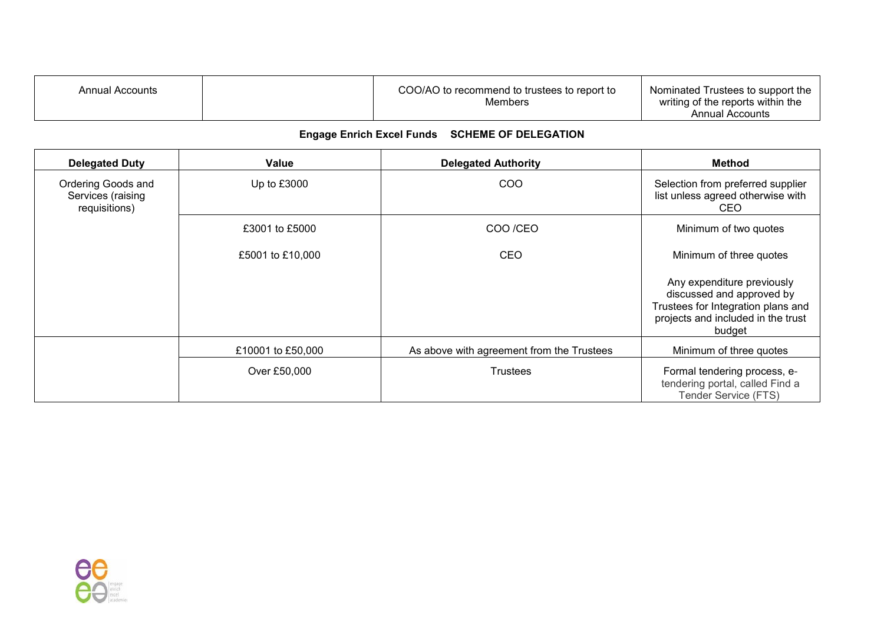| | | | |
|---|---|---|---|
| Annual Accounts | | COO/AO to recommend to trustees to report to Members | Nominated Trustees to support the writing of the reports within the Annual Accounts |

**Engage Enrich Excel Funds SCHEME OF DELEGATION**

| Delegated Duty | Value | Delegated Authority | Method |
|---|---|---|---|
| Ordering Goods and Services (raising requisitions) | Up to £3000 | COO | Selection from preferred supplier list unless agreed otherwise with CEO |
| | £3001 to £5000 | COO /CEO | Minimum of two quotes |
| | £5001 to £10,000 | CEO | Minimum of three quotes |
| | | | Any expenditure previously discussed and approved by Trustees for Integration plans and projects and included in the trust budget |
| | £10001 to £50,000 | As above with agreement from the Trustees | Minimum of three quotes |
| | Over £50,000 | Trustees | Formal tendering process, e-tendering portal, called Find a Tender Service (FTS) |